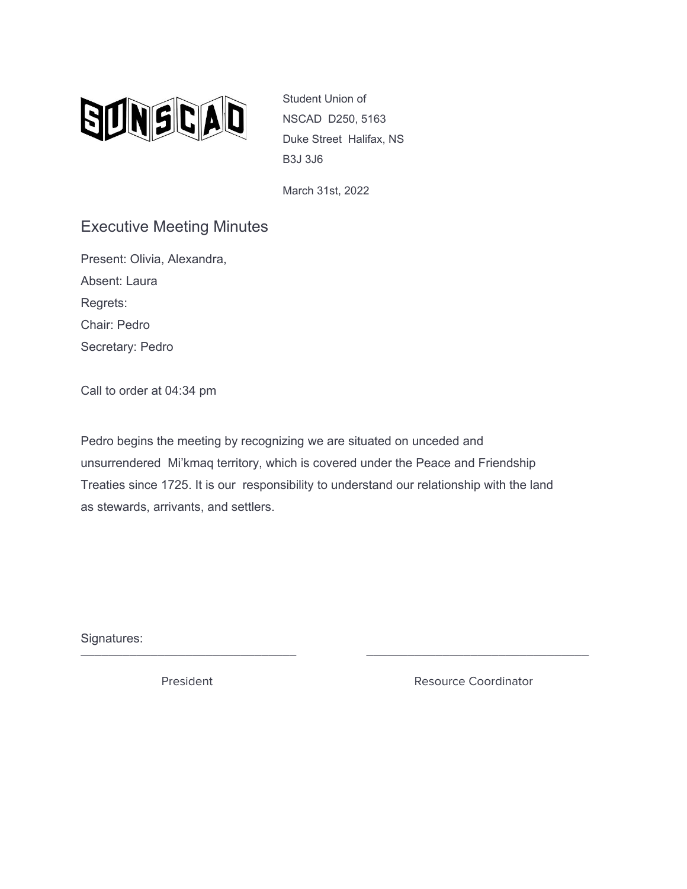SUNSCAD

Student Union of
NSCAD D250, 5163
Duke Street Halifax, NS
B3J 3J6

March 31st, 2022

# Executive Meeting Minutes

Present: Olivia, Alexandra,

Absent: Laura

Regrets:

Chair: Pedro

Secretary: Pedro

Call to order at 04:34 pm

Pedro begins the meeting by recognizing we are situated on unceded and unsurrendered Mi'kmaq territory, which is covered under the Peace and Friendship Treaties since 1725. It is our responsibility to understand our relationship with the land as stewards, arrivants, and settlers.

Signatures:

\_\_\_\_\_\_\_\_\_\_\_\_\_\_\_\_\_\_\_\_\_\_\_\_\_\_\_\_\_\_ President

\_\_\_\_\_\_\_\_\_\_\_\_\_\_\_\_\_\_\_\_\_\_\_\_\_\_\_\_\_\_ Resource Coordinator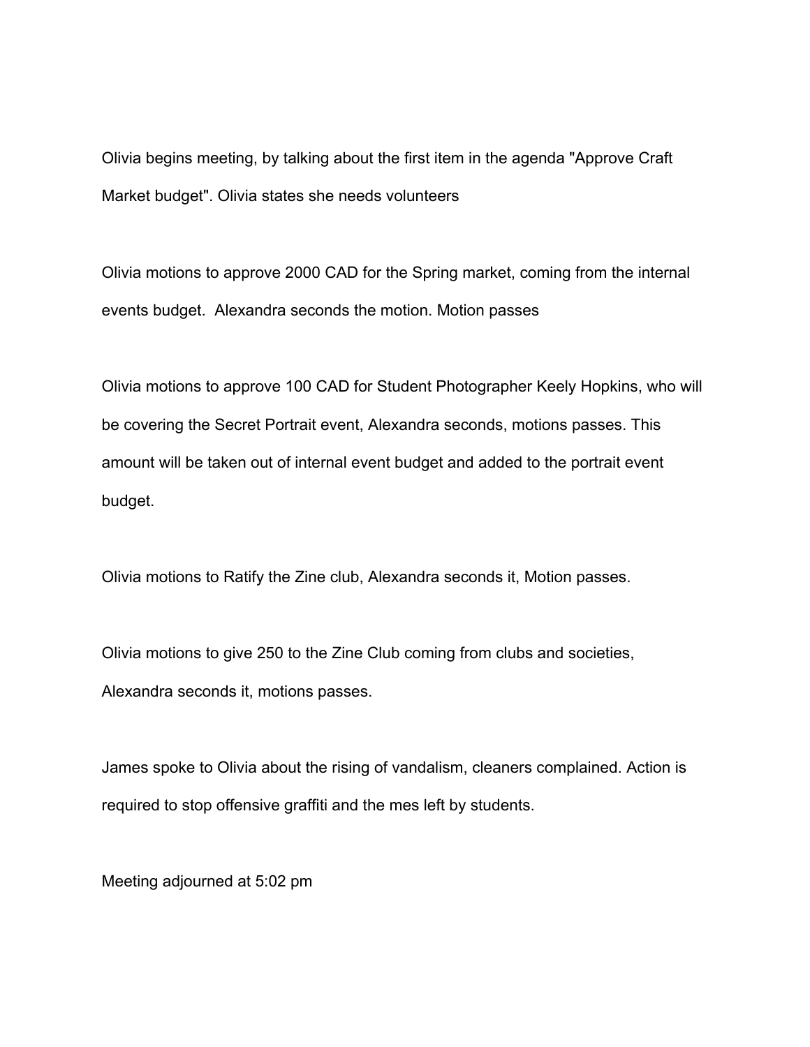Olivia begins meeting, by talking about the first item in the agenda "Approve Craft Market budget". Olivia states she needs volunteers

Olivia motions to approve 2000 CAD for the Spring market, coming from the internal events budget.  Alexandra seconds the motion. Motion passes

Olivia motions to approve 100 CAD for Student Photographer Keely Hopkins, who will be covering the Secret Portrait event, Alexandra seconds, motions passes. This amount will be taken out of internal event budget and added to the portrait event budget.

Olivia motions to Ratify the Zine club, Alexandra seconds it, Motion passes.

Olivia motions to give 250 to the Zine Club coming from clubs and societies, Alexandra seconds it, motions passes.

James spoke to Olivia about the rising of vandalism, cleaners complained. Action is required to stop offensive graffiti and the mes left by students.

Meeting adjourned at 5:02 pm